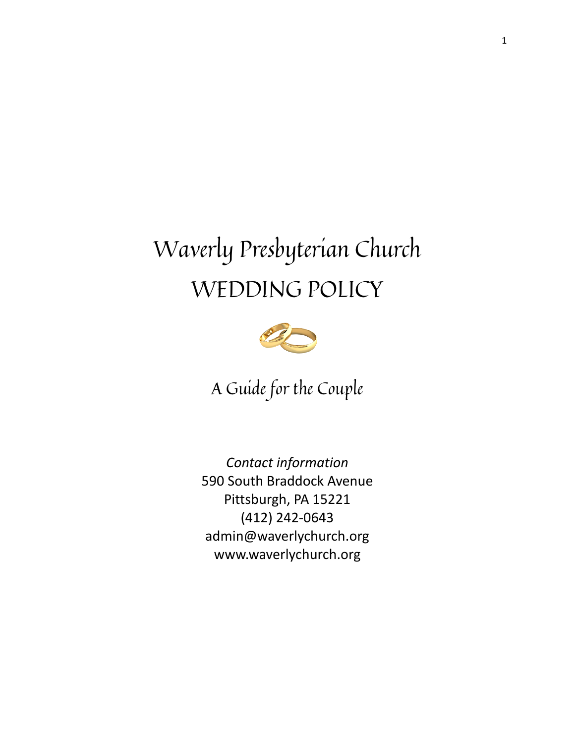# Waverly Presbyterian Church
# WEDDING POLICY

## A Guide for the Couple

*Contact information*
590 South Braddock Avenue
Pittsburgh, PA 15221
(412) 242-0643
admin@waverlychurch.org
www.waverlychurch.org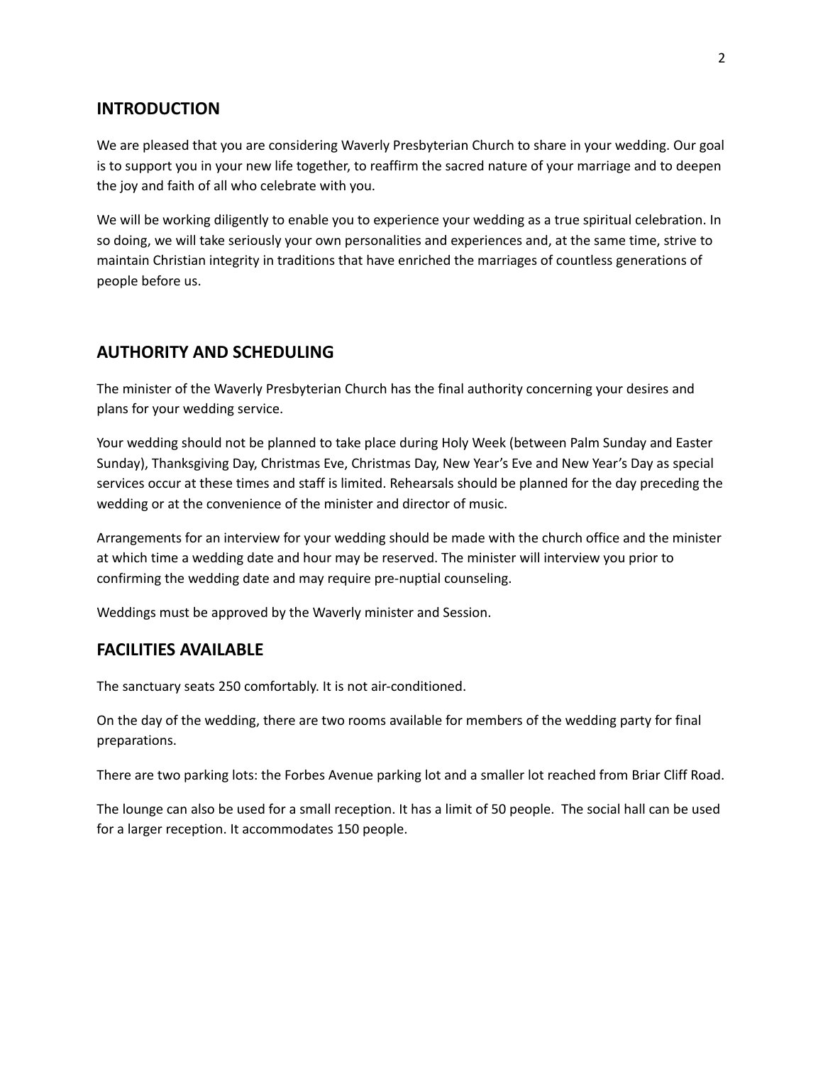## INTRODUCTION

We are pleased that you are considering Waverly Presbyterian Church to share in your wedding. Our goal is to support you in your new life together, to reaffirm the sacred nature of your marriage and to deepen the joy and faith of all who celebrate with you.

We will be working diligently to enable you to experience your wedding as a true spiritual celebration. In so doing, we will take seriously your own personalities and experiences and, at the same time, strive to maintain Christian integrity in traditions that have enriched the marriages of countless generations of people before us.

## AUTHORITY AND SCHEDULING

The minister of the Waverly Presbyterian Church has the final authority concerning your desires and plans for your wedding service.

Your wedding should not be planned to take place during Holy Week (between Palm Sunday and Easter Sunday), Thanksgiving Day, Christmas Eve, Christmas Day, New Year's Eve and New Year's Day as special services occur at these times and staff is limited. Rehearsals should be planned for the day preceding the wedding or at the convenience of the minister and director of music.

Arrangements for an interview for your wedding should be made with the church office and the minister at which time a wedding date and hour may be reserved. The minister will interview you prior to confirming the wedding date and may require pre-nuptial counseling.

Weddings must be approved by the Waverly minister and Session.

## FACILITIES AVAILABLE

The sanctuary seats 250 comfortably. It is not air-conditioned.

On the day of the wedding, there are two rooms available for members of the wedding party for final preparations.

There are two parking lots: the Forbes Avenue parking lot and a smaller lot reached from Briar Cliff Road.

The lounge can also be used for a small reception. It has a limit of 50 people. The social hall can be used for a larger reception. It accommodates 150 people.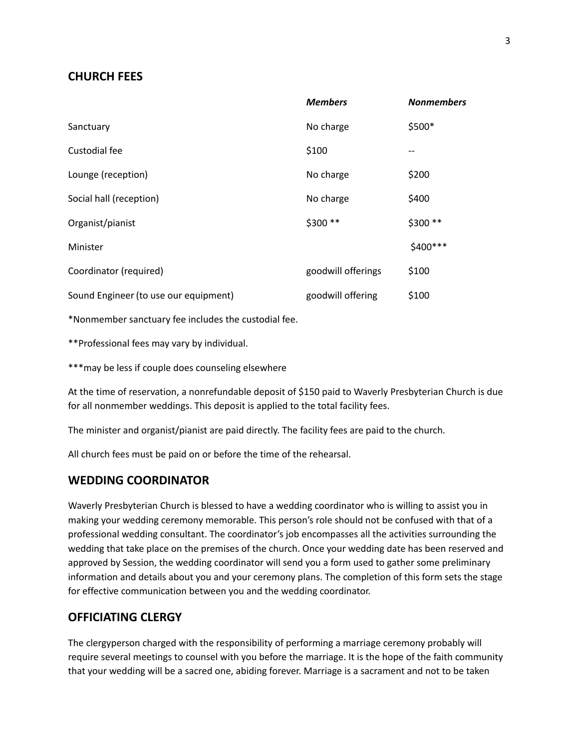## CHURCH FEES

| | *Members* | *Nonmembers* |
|---|---|---|
| Sanctuary | No charge | $500* |
| Custodial fee | $100 | -- |
| Lounge (reception) | No charge | $200 |
| Social hall (reception) | No charge | $400 |
| Organist/pianist | $300 ** | $300 ** |
| Minister | | $400*** |
| Coordinator (required) | goodwill offerings | $100 |
| Sound Engineer (to use our equipment) | goodwill offering | $100 |

*Nonmember sanctuary fee includes the custodial fee.

**Professional fees may vary by individual.

***may be less if couple does counseling elsewhere

At the time of reservation, a nonrefundable deposit of $150 paid to Waverly Presbyterian Church is due for all nonmember weddings. This deposit is applied to the total facility fees.

The minister and organist/pianist are paid directly. The facility fees are paid to the church.

All church fees must be paid on or before the time of the rehearsal.

## WEDDING COORDINATOR

Waverly Presbyterian Church is blessed to have a wedding coordinator who is willing to assist you in making your wedding ceremony memorable. This person's role should not be confused with that of a professional wedding consultant. The coordinator's job encompasses all the activities surrounding the wedding that take place on the premises of the church. Once your wedding date has been reserved and approved by Session, the wedding coordinator will send you a form used to gather some preliminary information and details about you and your ceremony plans. The completion of this form sets the stage for effective communication between you and the wedding coordinator.

## OFFICIATING CLERGY

The clergyperson charged with the responsibility of performing a marriage ceremony probably will require several meetings to counsel with you before the marriage. It is the hope of the faith community that your wedding will be a sacred one, abiding forever. Marriage is a sacrament and not to be taken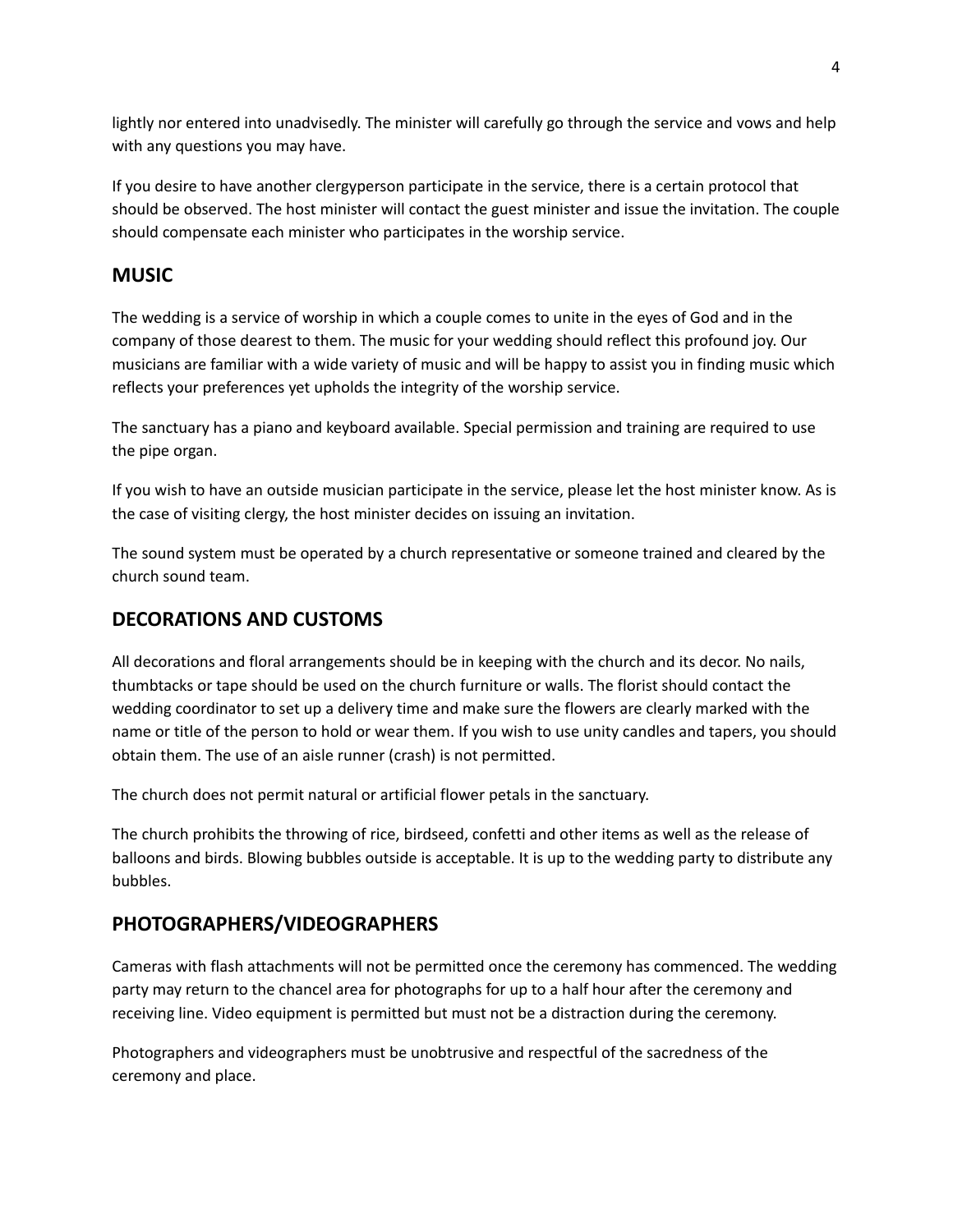lightly nor entered into unadvisedly. The minister will carefully go through the service and vows and help with any questions you may have.

If you desire to have another clergyperson participate in the service, there is a certain protocol that should be observed. The host minister will contact the guest minister and issue the invitation. The couple should compensate each minister who participates in the worship service.

## MUSIC

The wedding is a service of worship in which a couple comes to unite in the eyes of God and in the company of those dearest to them. The music for your wedding should reflect this profound joy. Our musicians are familiar with a wide variety of music and will be happy to assist you in finding music which reflects your preferences yet upholds the integrity of the worship service.

The sanctuary has a piano and keyboard available. Special permission and training are required to use the pipe organ.

If you wish to have an outside musician participate in the service, please let the host minister know. As is the case of visiting clergy, the host minister decides on issuing an invitation.

The sound system must be operated by a church representative or someone trained and cleared by the church sound team.

## DECORATIONS AND CUSTOMS

All decorations and floral arrangements should be in keeping with the church and its decor. No nails, thumbtacks or tape should be used on the church furniture or walls. The florist should contact the wedding coordinator to set up a delivery time and make sure the flowers are clearly marked with the name or title of the person to hold or wear them. If you wish to use unity candles and tapers, you should obtain them. The use of an aisle runner (crash) is not permitted.

The church does not permit natural or artificial flower petals in the sanctuary.

The church prohibits the throwing of rice, birdseed, confetti and other items as well as the release of balloons and birds. Blowing bubbles outside is acceptable. It is up to the wedding party to distribute any bubbles.

## PHOTOGRAPHERS/VIDEOGRAPHERS

Cameras with flash attachments will not be permitted once the ceremony has commenced. The wedding party may return to the chancel area for photographs for up to a half hour after the ceremony and receiving line. Video equipment is permitted but must not be a distraction during the ceremony.

Photographers and videographers must be unobtrusive and respectful of the sacredness of the ceremony and place.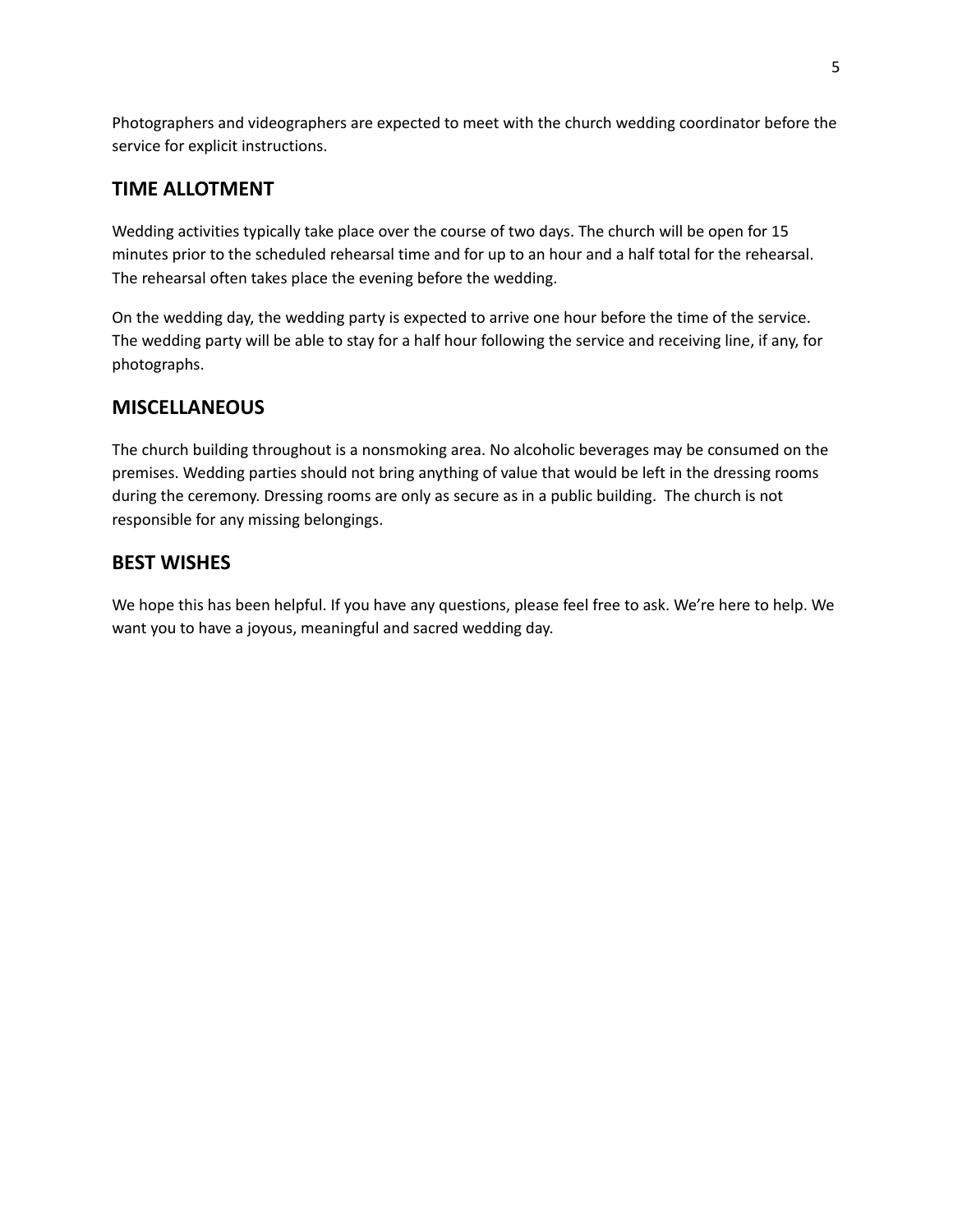Photographers and videographers are expected to meet with the church wedding coordinator before the service for explicit instructions.

## TIME ALLOTMENT

Wedding activities typically take place over the course of two days. The church will be open for 15 minutes prior to the scheduled rehearsal time and for up to an hour and a half total for the rehearsal. The rehearsal often takes place the evening before the wedding.

On the wedding day, the wedding party is expected to arrive one hour before the time of the service. The wedding party will be able to stay for a half hour following the service and receiving line, if any, for photographs.

## MISCELLANEOUS

The church building throughout is a nonsmoking area. No alcoholic beverages may be consumed on the premises. Wedding parties should not bring anything of value that would be left in the dressing rooms during the ceremony. Dressing rooms are only as secure as in a public building. The church is not responsible for any missing belongings.

## BEST WISHES

We hope this has been helpful. If you have any questions, please feel free to ask. We're here to help. We want you to have a joyous, meaningful and sacred wedding day.